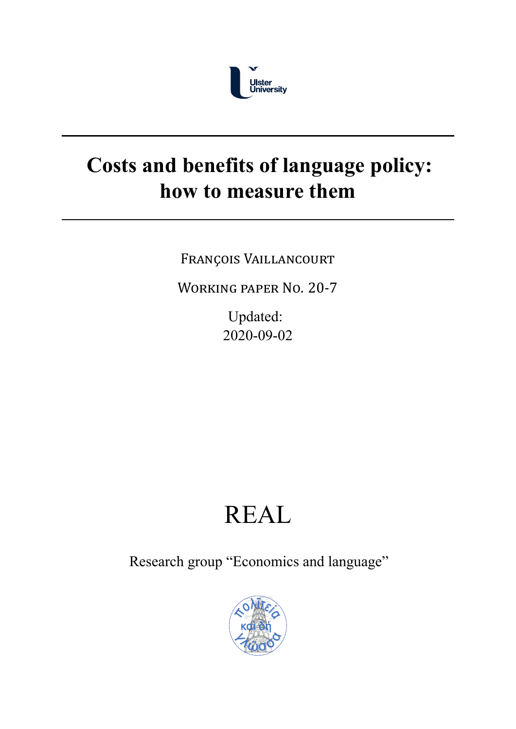# Costs and benefits of language policy: how to measure them

François Vaillancourt

Working paper No. 20-7

Updated:
2020-09-02

REAL

Research group "Economics and language"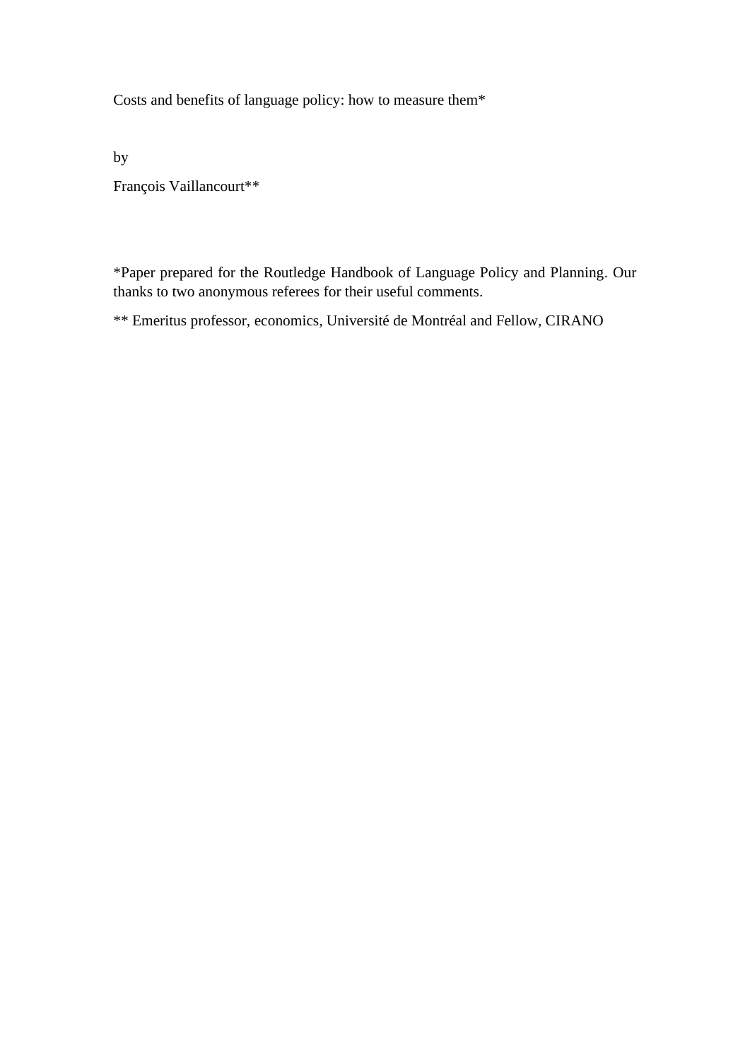Costs and benefits of language policy: how to measure them*

by

François Vaillancourt**

*Paper prepared for the Routledge Handbook of Language Policy and Planning. Our thanks to two anonymous referees for their useful comments.

** Emeritus professor, economics, Université de Montréal and Fellow, CIRANO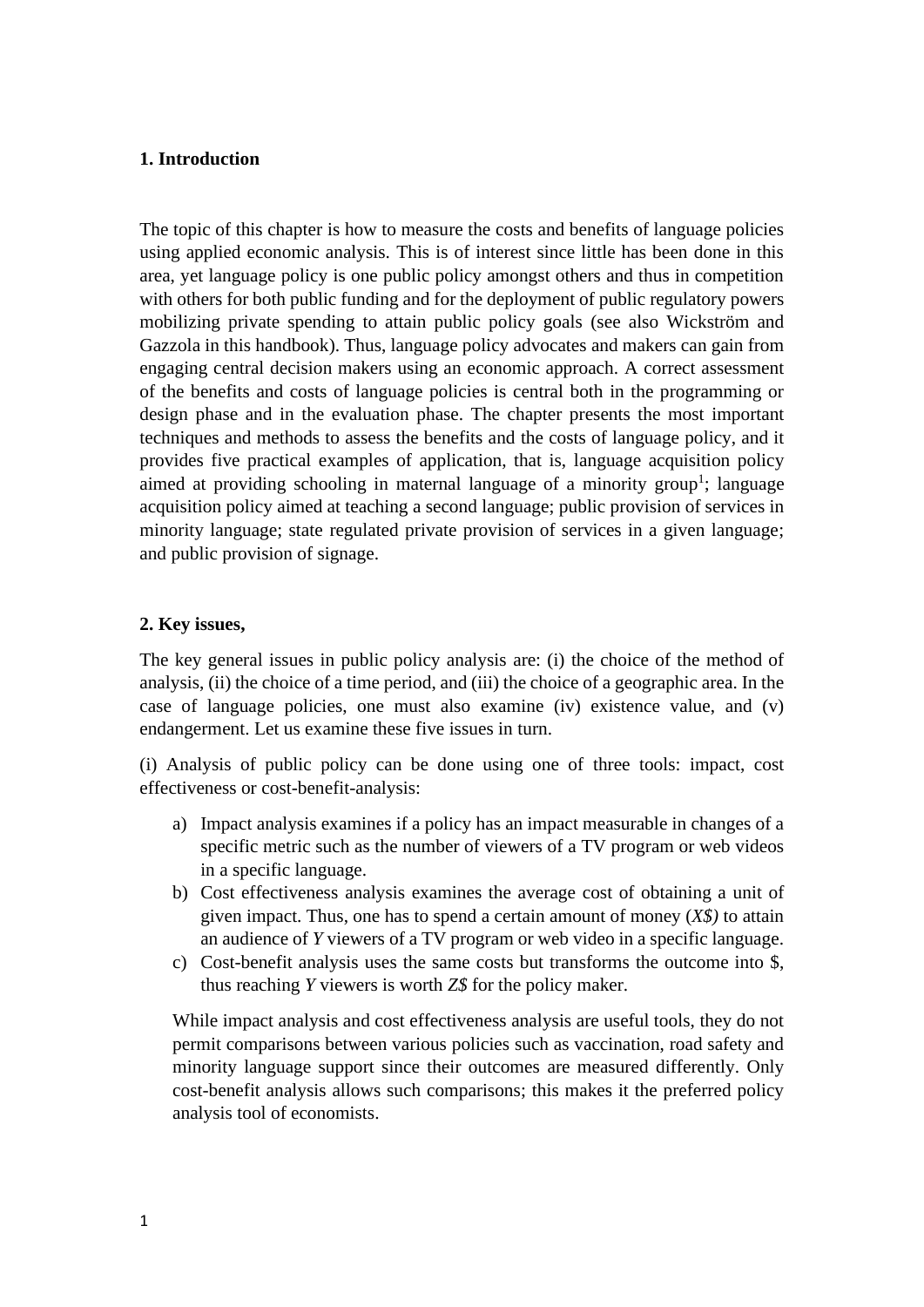## 1. Introduction

The topic of this chapter is how to measure the costs and benefits of language policies using applied economic analysis. This is of interest since little has been done in this area, yet language policy is one public policy amongst others and thus in competition with others for both public funding and for the deployment of public regulatory powers mobilizing private spending to attain public policy goals (see also Wickström and Gazzola in this handbook). Thus, language policy advocates and makers can gain from engaging central decision makers using an economic approach. A correct assessment of the benefits and costs of language policies is central both in the programming or design phase and in the evaluation phase. The chapter presents the most important techniques and methods to assess the benefits and the costs of language policy, and it provides five practical examples of application, that is, language acquisition policy aimed at providing schooling in maternal language of a minority group[1]; language acquisition policy aimed at teaching a second language; public provision of services in minority language; state regulated private provision of services in a given language; and public provision of signage.

## 2. Key issues,

The key general issues in public policy analysis are: (i) the choice of the method of analysis, (ii) the choice of a time period, and (iii) the choice of a geographic area. In the case of language policies, one must also examine (iv) existence value, and (v) endangerment. Let us examine these five issues in turn.

(i) Analysis of public policy can be done using one of three tools: impact, cost effectiveness or cost-benefit-analysis:

a) Impact analysis examines if a policy has an impact measurable in changes of a specific metric such as the number of viewers of a TV program or web videos in a specific language.
b) Cost effectiveness analysis examines the average cost of obtaining a unit of given impact. Thus, one has to spend a certain amount of money (*X$)* to attain an audience of *Y* viewers of a TV program or web video in a specific language.
c) Cost-benefit analysis uses the same costs but transforms the outcome into $, thus reaching *Y* viewers is worth *Z$* for the policy maker.

While impact analysis and cost effectiveness analysis are useful tools, they do not permit comparisons between various policies such as vaccination, road safety and minority language support since their outcomes are measured differently. Only cost-benefit analysis allows such comparisons; this makes it the preferred policy analysis tool of economists.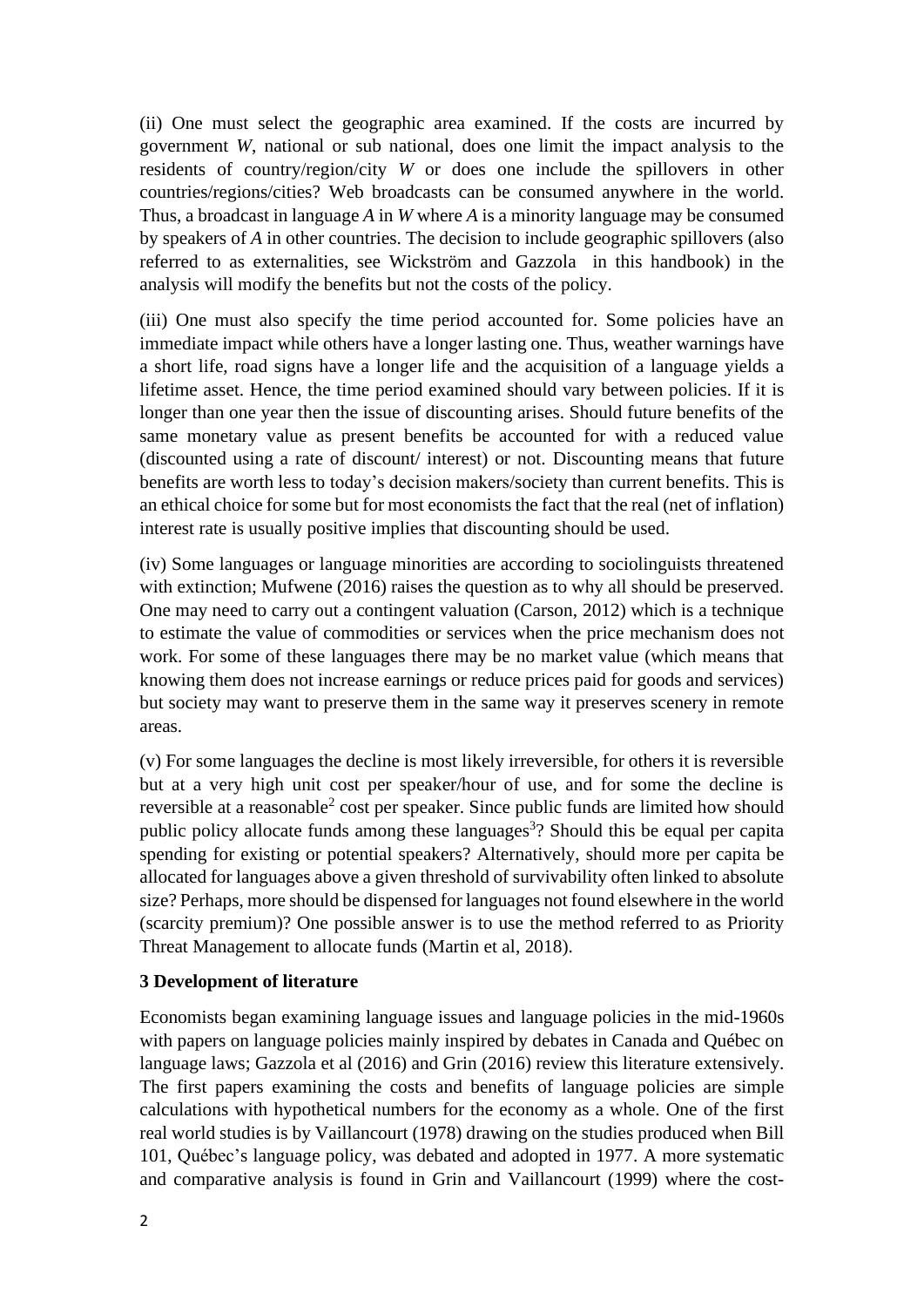(ii) One must select the geographic area examined. If the costs are incurred by government *W*, national or sub national, does one limit the impact analysis to the residents of country/region/city *W* or does one include the spillovers in other countries/regions/cities? Web broadcasts can be consumed anywhere in the world. Thus, a broadcast in language *A* in *W* where *A* is a minority language may be consumed by speakers of *A* in other countries. The decision to include geographic spillovers (also referred to as externalities, see Wickström and Gazzola in this handbook) in the analysis will modify the benefits but not the costs of the policy.

(iii) One must also specify the time period accounted for. Some policies have an immediate impact while others have a longer lasting one. Thus, weather warnings have a short life, road signs have a longer life and the acquisition of a language yields a lifetime asset. Hence, the time period examined should vary between policies. If it is longer than one year then the issue of discounting arises. Should future benefits of the same monetary value as present benefits be accounted for with a reduced value (discounted using a rate of discount/ interest) or not. Discounting means that future benefits are worth less to today's decision makers/society than current benefits. This is an ethical choice for some but for most economists the fact that the real (net of inflation) interest rate is usually positive implies that discounting should be used.

(iv) Some languages or language minorities are according to sociolinguists threatened with extinction; Mufwene (2016) raises the question as to why all should be preserved. One may need to carry out a contingent valuation (Carson, 2012) which is a technique to estimate the value of commodities or services when the price mechanism does not work. For some of these languages there may be no market value (which means that knowing them does not increase earnings or reduce prices paid for goods and services) but society may want to preserve them in the same way it preserves scenery in remote areas.

(v) For some languages the decline is most likely irreversible, for others it is reversible but at a very high unit cost per speaker/hour of use, and for some the decline is reversible at a reasonable[2] cost per speaker. Since public funds are limited how should public policy allocate funds among these languages[3]? Should this be equal per capita spending for existing or potential speakers? Alternatively, should more per capita be allocated for languages above a given threshold of survivability often linked to absolute size? Perhaps, more should be dispensed for languages not found elsewhere in the world (scarcity premium)? One possible answer is to use the method referred to as Priority Threat Management to allocate funds (Martin et al, 2018).

## 3 Development of literature

Economists began examining language issues and language policies in the mid-1960s with papers on language policies mainly inspired by debates in Canada and Québec on language laws; Gazzola et al (2016) and Grin (2016) review this literature extensively. The first papers examining the costs and benefits of language policies are simple calculations with hypothetical numbers for the economy as a whole. One of the first real world studies is by Vaillancourt (1978) drawing on the studies produced when Bill 101, Québec's language policy, was debated and adopted in 1977. A more systematic and comparative analysis is found in Grin and Vaillancourt (1999) where the cost-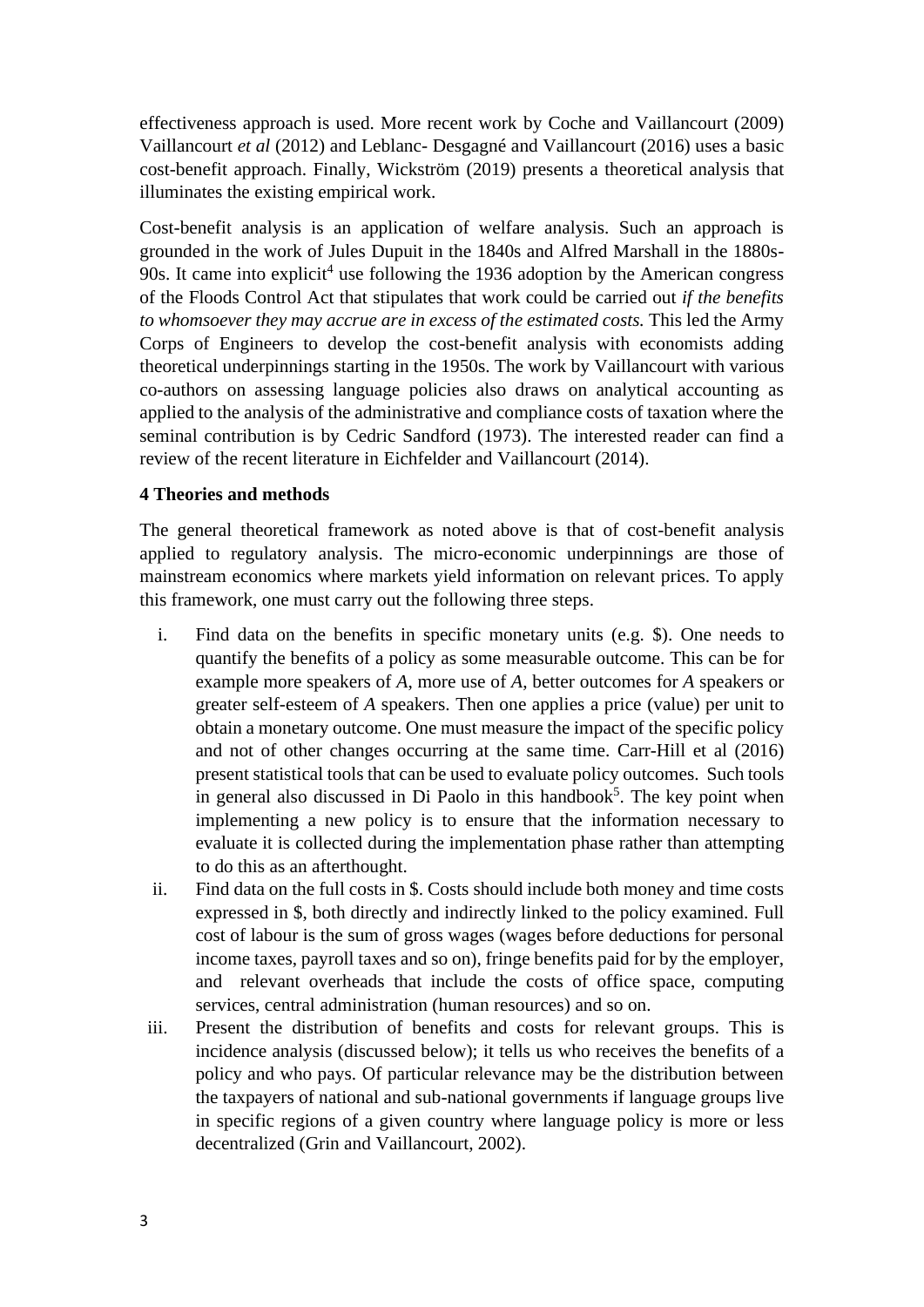effectiveness approach is used. More recent work by Coche and Vaillancourt (2009) Vaillancourt *et al* (2012) and Leblanc- Desgagné and Vaillancourt (2016) uses a basic cost-benefit approach. Finally, Wickström (2019) presents a theoretical analysis that illuminates the existing empirical work.

Cost-benefit analysis is an application of welfare analysis. Such an approach is grounded in the work of Jules Dupuit in the 1840s and Alfred Marshall in the 1880s-90s. It came into explicit[4] use following the 1936 adoption by the American congress of the Floods Control Act that stipulates that work could be carried out *if the benefits to whomsoever they may accrue are in excess of the estimated costs.* This led the Army Corps of Engineers to develop the cost-benefit analysis with economists adding theoretical underpinnings starting in the 1950s. The work by Vaillancourt with various co-authors on assessing language policies also draws on analytical accounting as applied to the analysis of the administrative and compliance costs of taxation where the seminal contribution is by Cedric Sandford (1973). The interested reader can find a review of the recent literature in Eichfelder and Vaillancourt (2014).

**4 Theories and methods**

The general theoretical framework as noted above is that of cost-benefit analysis applied to regulatory analysis. The micro-economic underpinnings are those of mainstream economics where markets yield information on relevant prices. To apply this framework, one must carry out the following three steps.

i. Find data on the benefits in specific monetary units (e.g. $). One needs to quantify the benefits of a policy as some measurable outcome. This can be for example more speakers of *A*, more use of *A*, better outcomes for *A* speakers or greater self-esteem of *A* speakers. Then one applies a price (value) per unit to obtain a monetary outcome. One must measure the impact of the specific policy and not of other changes occurring at the same time. Carr-Hill et al (2016) present statistical tools that can be used to evaluate policy outcomes. Such tools in general also discussed in Di Paolo in this handbook[5]. The key point when implementing a new policy is to ensure that the information necessary to evaluate it is collected during the implementation phase rather than attempting to do this as an afterthought.

ii. Find data on the full costs in $. Costs should include both money and time costs expressed in $, both directly and indirectly linked to the policy examined. Full cost of labour is the sum of gross wages (wages before deductions for personal income taxes, payroll taxes and so on), fringe benefits paid for by the employer, and relevant overheads that include the costs of office space, computing services, central administration (human resources) and so on.

iii. Present the distribution of benefits and costs for relevant groups. This is incidence analysis (discussed below); it tells us who receives the benefits of a policy and who pays. Of particular relevance may be the distribution between the taxpayers of national and sub-national governments if language groups live in specific regions of a given country where language policy is more or less decentralized (Grin and Vaillancourt, 2002).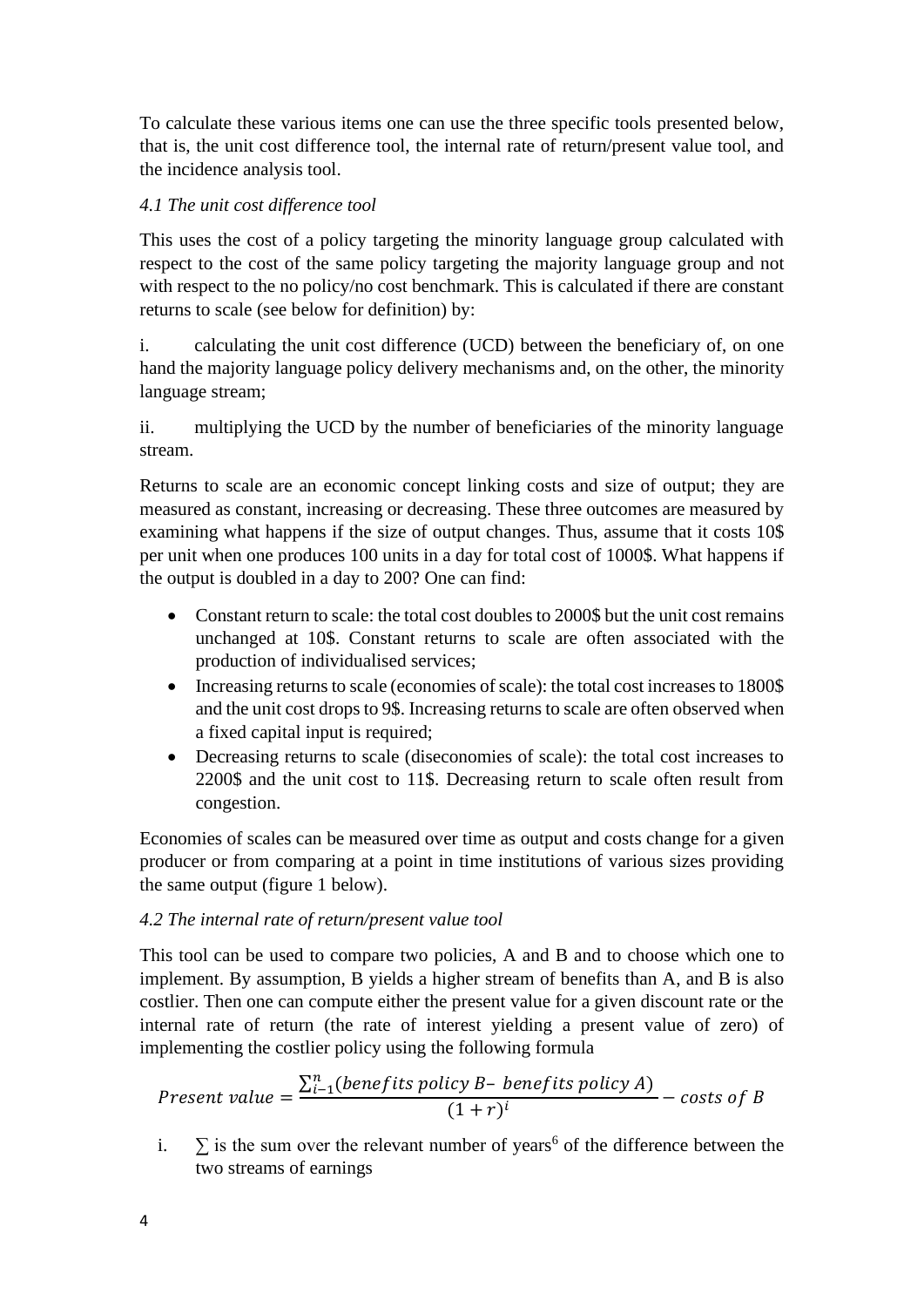To calculate these various items one can use the three specific tools presented below, that is, the unit cost difference tool, the internal rate of return/present value tool, and the incidence analysis tool.

*4.1 The unit cost difference tool*

This uses the cost of a policy targeting the minority language group calculated with respect to the cost of the same policy targeting the majority language group and not with respect to the no policy/no cost benchmark. This is calculated if there are constant returns to scale (see below for definition) by:

i. calculating the unit cost difference (UCD) between the beneficiary of, on one hand the majority language policy delivery mechanisms and, on the other, the minority language stream;

ii. multiplying the UCD by the number of beneficiaries of the minority language stream.

Returns to scale are an economic concept linking costs and size of output; they are measured as constant, increasing or decreasing. These three outcomes are measured by examining what happens if the size of output changes. Thus, assume that it costs 10$ per unit when one produces 100 units in a day for total cost of 1000$. What happens if the output is doubled in a day to 200? One can find:

- Constant return to scale: the total cost doubles to 2000$ but the unit cost remains unchanged at 10$. Constant returns to scale are often associated with the production of individualised services;
- Increasing returns to scale (economies of scale): the total cost increases to 1800$ and the unit cost drops to 9$. Increasing returns to scale are often observed when a fixed capital input is required;
- Decreasing returns to scale (diseconomies of scale): the total cost increases to 2200$ and the unit cost to 11$. Decreasing return to scale often result from congestion.

Economies of scales can be measured over time as output and costs change for a given producer or from comparing at a point in time institutions of various sizes providing the same output (figure 1 below).

*4.2 The internal rate of return/present value tool*

This tool can be used to compare two policies, A and B and to choose which one to implement. By assumption, B yields a higher stream of benefits than A, and B is also costlier. Then one can compute either the present value for a given discount rate or the internal rate of return (the rate of interest yielding a present value of zero) of implementing the costlier policy using the following formula

$$Present\ value = \frac{\sum_{i-1}^{n}(benefits\ policy\ B - \ benefits\ policy\ A)}{(1+r)^{i}} - costs\ of\ B$$

i. $\sum$ is the sum over the relevant number of years[6] of the difference between the two streams of earnings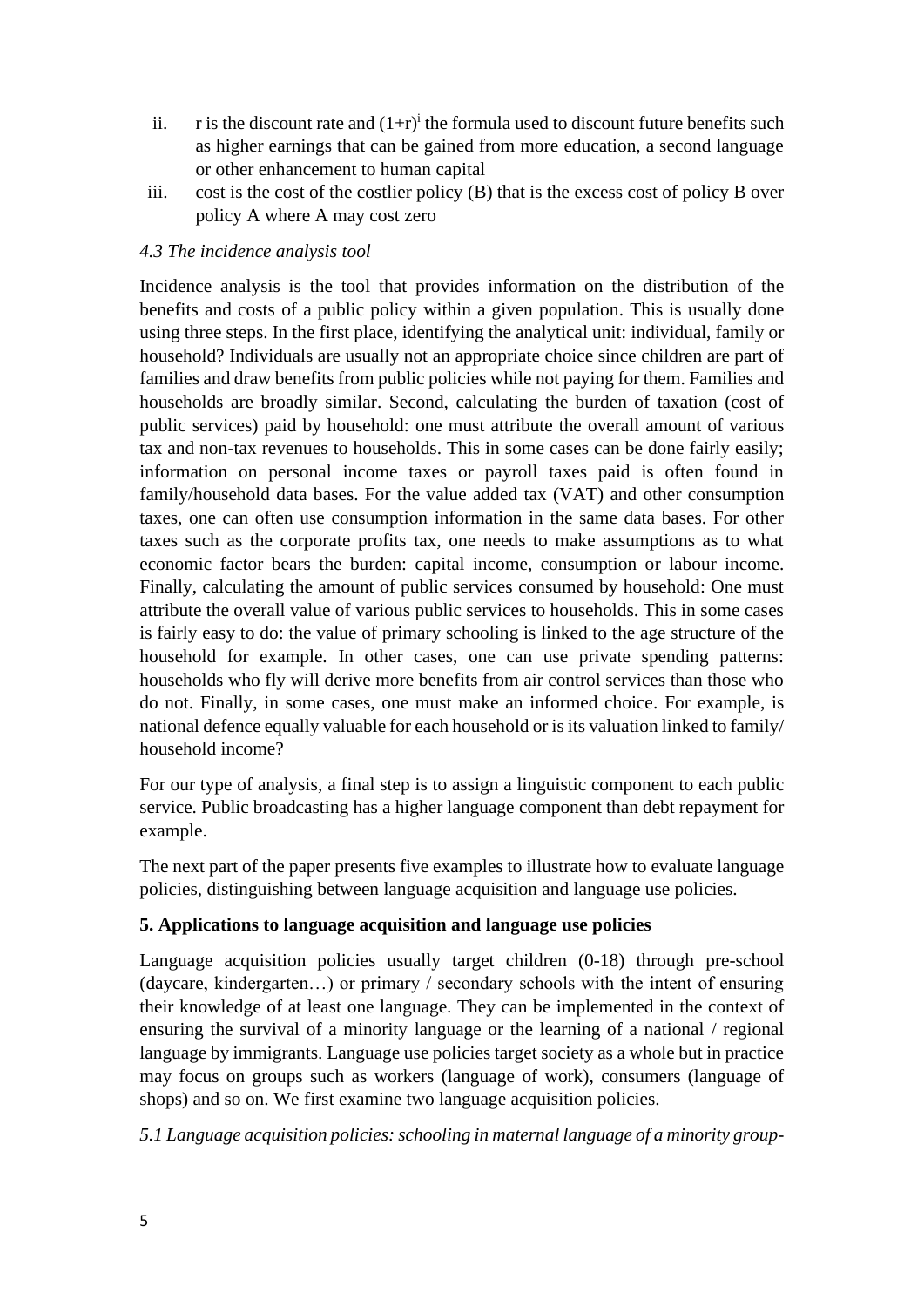ii. r is the discount rate and $(1+r)^i$ the formula used to discount future benefits such as higher earnings that can be gained from more education, a second language or other enhancement to human capital

iii. cost is the cost of the costlier policy (B) that is the excess cost of policy B over policy A where A may cost zero

*4.3 The incidence analysis tool*

Incidence analysis is the tool that provides information on the distribution of the benefits and costs of a public policy within a given population. This is usually done using three steps. In the first place, identifying the analytical unit: individual, family or household? Individuals are usually not an appropriate choice since children are part of families and draw benefits from public policies while not paying for them. Families and households are broadly similar. Second, calculating the burden of taxation (cost of public services) paid by household: one must attribute the overall amount of various tax and non-tax revenues to households. This in some cases can be done fairly easily; information on personal income taxes or payroll taxes paid is often found in family/household data bases. For the value added tax (VAT) and other consumption taxes, one can often use consumption information in the same data bases. For other taxes such as the corporate profits tax, one needs to make assumptions as to what economic factor bears the burden: capital income, consumption or labour income. Finally, calculating the amount of public services consumed by household: One must attribute the overall value of various public services to households. This in some cases is fairly easy to do: the value of primary schooling is linked to the age structure of the household for example. In other cases, one can use private spending patterns: households who fly will derive more benefits from air control services than those who do not. Finally, in some cases, one must make an informed choice. For example, is national defence equally valuable for each household or is its valuation linked to family/ household income?

For our type of analysis, a final step is to assign a linguistic component to each public service. Public broadcasting has a higher language component than debt repayment for example.

The next part of the paper presents five examples to illustrate how to evaluate language policies, distinguishing between language acquisition and language use policies.

## 5. Applications to language acquisition and language use policies

Language acquisition policies usually target children (0-18) through pre-school (daycare, kindergarten…) or primary / secondary schools with the intent of ensuring their knowledge of at least one language. They can be implemented in the context of ensuring the survival of a minority language or the learning of a national / regional language by immigrants. Language use policies target society as a whole but in practice may focus on groups such as workers (language of work), consumers (language of shops) and so on. We first examine two language acquisition policies.

*5.1 Language acquisition policies: schooling in maternal language of a minority group-*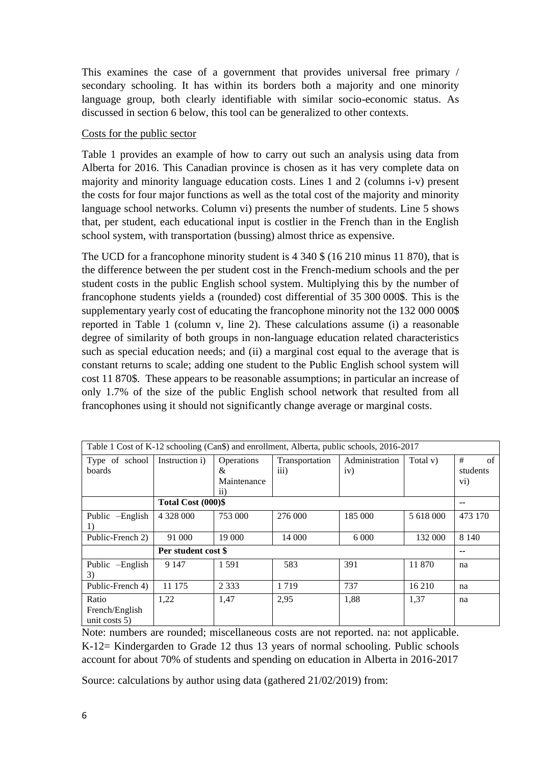This examines the case of a government that provides universal free primary / secondary schooling. It has within its borders both a majority and one minority language group, both clearly identifiable with similar socio-economic status. As discussed in section 6 below, this tool can be generalized to other contexts.

Costs for the public sector

Table 1 provides an example of how to carry out such an analysis using data from Alberta for 2016. This Canadian province is chosen as it has very complete data on majority and minority language education costs. Lines 1 and 2 (columns i-v) present the costs for four major functions as well as the total cost of the majority and minority language school networks. Column vi) presents the number of students. Line 5 shows that, per student, each educational input is costlier in the French than in the English school system, with transportation (bussing) almost thrice as expensive.

The UCD for a francophone minority student is 4 340 $ (16 210 minus 11 870), that is the difference between the per student cost in the French-medium schools and the per student costs in the public English school system. Multiplying this by the number of francophone students yields a (rounded) cost differential of 35 300 000$. This is the supplementary yearly cost of educating the francophone minority not the 132 000 000$ reported in Table 1 (column v, line 2). These calculations assume (i) a reasonable degree of similarity of both groups in non-language education related characteristics such as special education needs; and (ii) a marginal cost equal to the average that is constant returns to scale; adding one student to the Public English school system will cost 11 870$. These appears to be reasonable assumptions; in particular an increase of only 1.7% of the size of the public English school network that resulted from all francophones using it should not significantly change average or marginal costs.

Table 1 Cost of K-12 schooling (Can$) and enrollment, Alberta, public schools, 2016-2017

| Type of school boards | Instruction i) | Operations & Maintenance ii) | Transportation iii) | Administration iv) | Total v) | # of students vi) |
|---|---|---|---|---|---|---|
| | **Total Cost (000)$** | | | | | -- |
| Public –English 1) | 4 328 000 | 753 000 | 276 000 | 185 000 | 5 618 000 | 473 170 |
| Public-French 2) | 91 000 | 19 000 | 14 000 | 6 000 | 132 000 | 8 140 |
| | **Per student cost $** | | | | | -- |
| Public –English 3) | 9 147 | 1 591 | 583 | 391 | 11 870 | na |
| Public-French 4) | 11 175 | 2 333 | 1 719 | 737 | 16 210 | na |
| Ratio French/English unit costs 5) | 1,22 | 1,47 | 2,95 | 1,88 | 1,37 | na |

Note: numbers are rounded; miscellaneous costs are not reported. na: not applicable. K-12= Kindergarden to Grade 12 thus 13 years of normal schooling. Public schools account for about 70% of students and spending on education in Alberta in 2016-2017

Source: calculations by author using data (gathered 21/02/2019) from: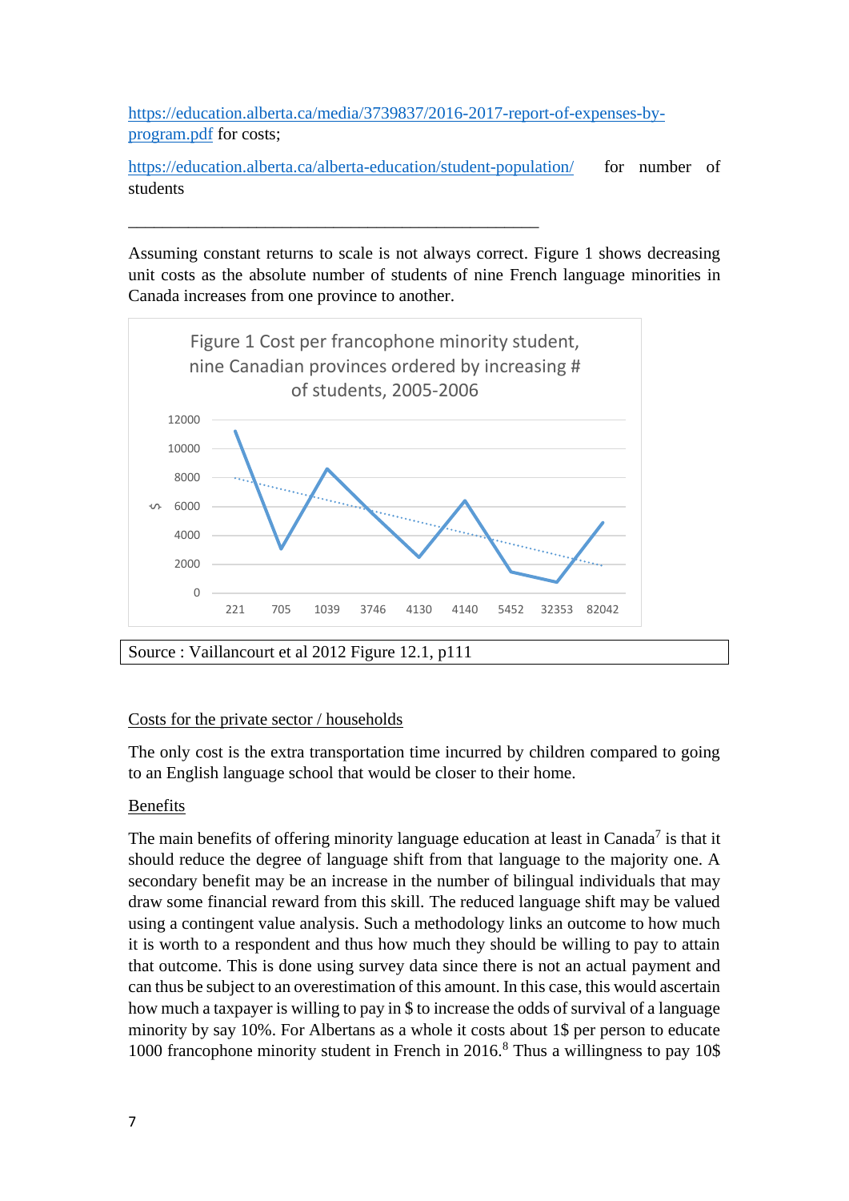https://education.alberta.ca/media/3739837/2016-2017-report-of-expenses-by-program.pdf for costs;

https://education.alberta.ca/alberta-education/student-population/ for number of students

_______________________________________________

Assuming constant returns to scale is not always correct. Figure 1 shows decreasing unit costs as the absolute number of students of nine French language minorities in Canada increases from one province to another.

Figure 1 Cost per francophone minority student, nine Canadian provinces ordered by increasing # of students, 2005-2006

Source : Vaillancourt et al 2012 Figure 12.1, p111

Costs for the private sector / households

The only cost is the extra transportation time incurred by children compared to going to an English language school that would be closer to their home.

Benefits

The main benefits of offering minority language education at least in Canada[7] is that it should reduce the degree of language shift from that language to the majority one. A secondary benefit may be an increase in the number of bilingual individuals that may draw some financial reward from this skill. The reduced language shift may be valued using a contingent value analysis. Such a methodology links an outcome to how much it is worth to a respondent and thus how much they should be willing to pay to attain that outcome. This is done using survey data since there is not an actual payment and can thus be subject to an overestimation of this amount. In this case, this would ascertain how much a taxpayer is willing to pay in $ to increase the odds of survival of a language minority by say 10%. For Albertans as a whole it costs about 1$ per person to educate 1000 francophone minority student in French in 2016.[8] Thus a willingness to pay 10$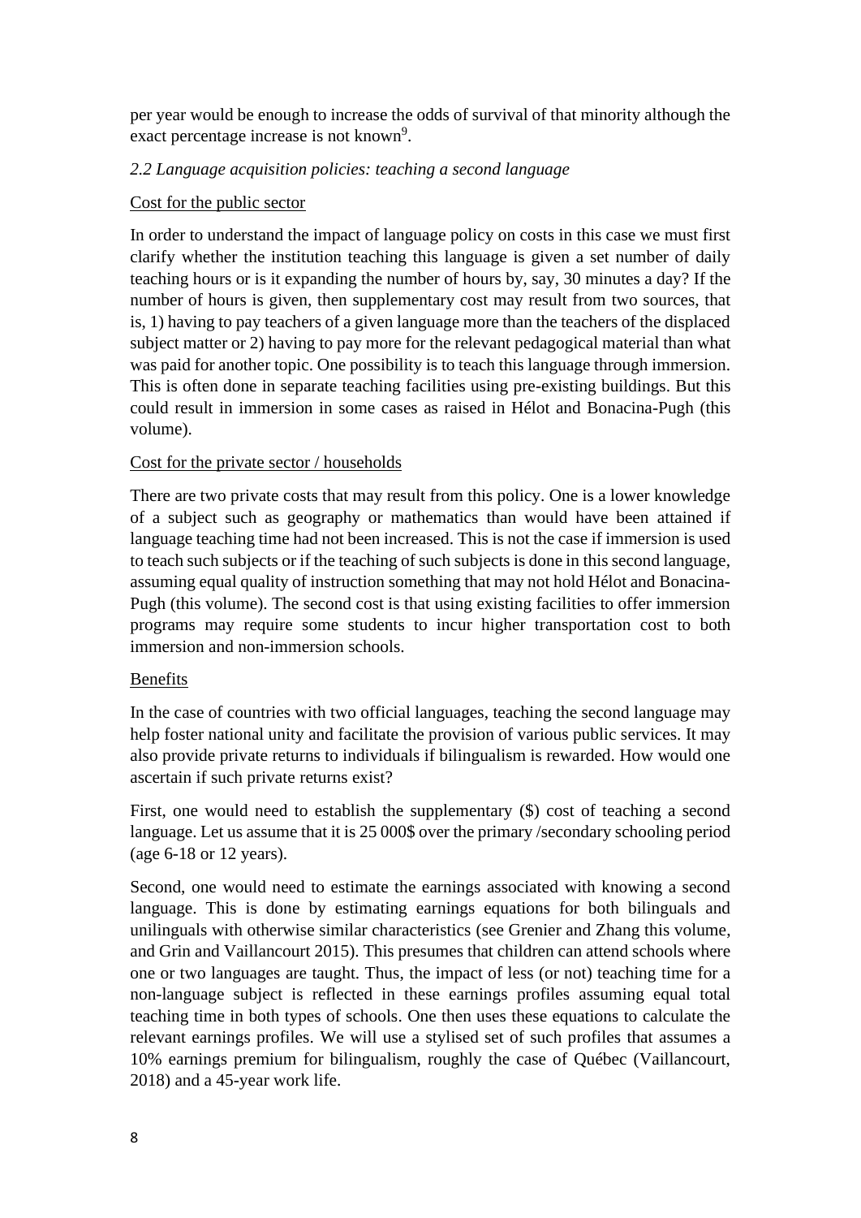per year would be enough to increase the odds of survival of that minority although the exact percentage increase is not known[9].

### *2.2 Language acquisition policies: teaching a second language*

#### Cost for the public sector

In order to understand the impact of language policy on costs in this case we must first clarify whether the institution teaching this language is given a set number of daily teaching hours or is it expanding the number of hours by, say, 30 minutes a day? If the number of hours is given, then supplementary cost may result from two sources, that is, 1) having to pay teachers of a given language more than the teachers of the displaced subject matter or 2) having to pay more for the relevant pedagogical material than what was paid for another topic. One possibility is to teach this language through immersion. This is often done in separate teaching facilities using pre-existing buildings. But this could result in immersion in some cases as raised in Hélot and Bonacina-Pugh (this volume).

#### Cost for the private sector / households

There are two private costs that may result from this policy. One is a lower knowledge of a subject such as geography or mathematics than would have been attained if language teaching time had not been increased. This is not the case if immersion is used to teach such subjects or if the teaching of such subjects is done in this second language, assuming equal quality of instruction something that may not hold Hélot and Bonacina-Pugh (this volume). The second cost is that using existing facilities to offer immersion programs may require some students to incur higher transportation cost to both immersion and non-immersion schools.

#### Benefits

In the case of countries with two official languages, teaching the second language may help foster national unity and facilitate the provision of various public services. It may also provide private returns to individuals if bilingualism is rewarded. How would one ascertain if such private returns exist?

First, one would need to establish the supplementary ($) cost of teaching a second language. Let us assume that it is 25 000$ over the primary /secondary schooling period (age 6-18 or 12 years).

Second, one would need to estimate the earnings associated with knowing a second language. This is done by estimating earnings equations for both bilinguals and unilinguals with otherwise similar characteristics (see Grenier and Zhang this volume, and Grin and Vaillancourt 2015). This presumes that children can attend schools where one or two languages are taught. Thus, the impact of less (or not) teaching time for a non-language subject is reflected in these earnings profiles assuming equal total teaching time in both types of schools. One then uses these equations to calculate the relevant earnings profiles. We will use a stylised set of such profiles that assumes a 10% earnings premium for bilingualism, roughly the case of Québec (Vaillancourt, 2018) and a 45-year work life.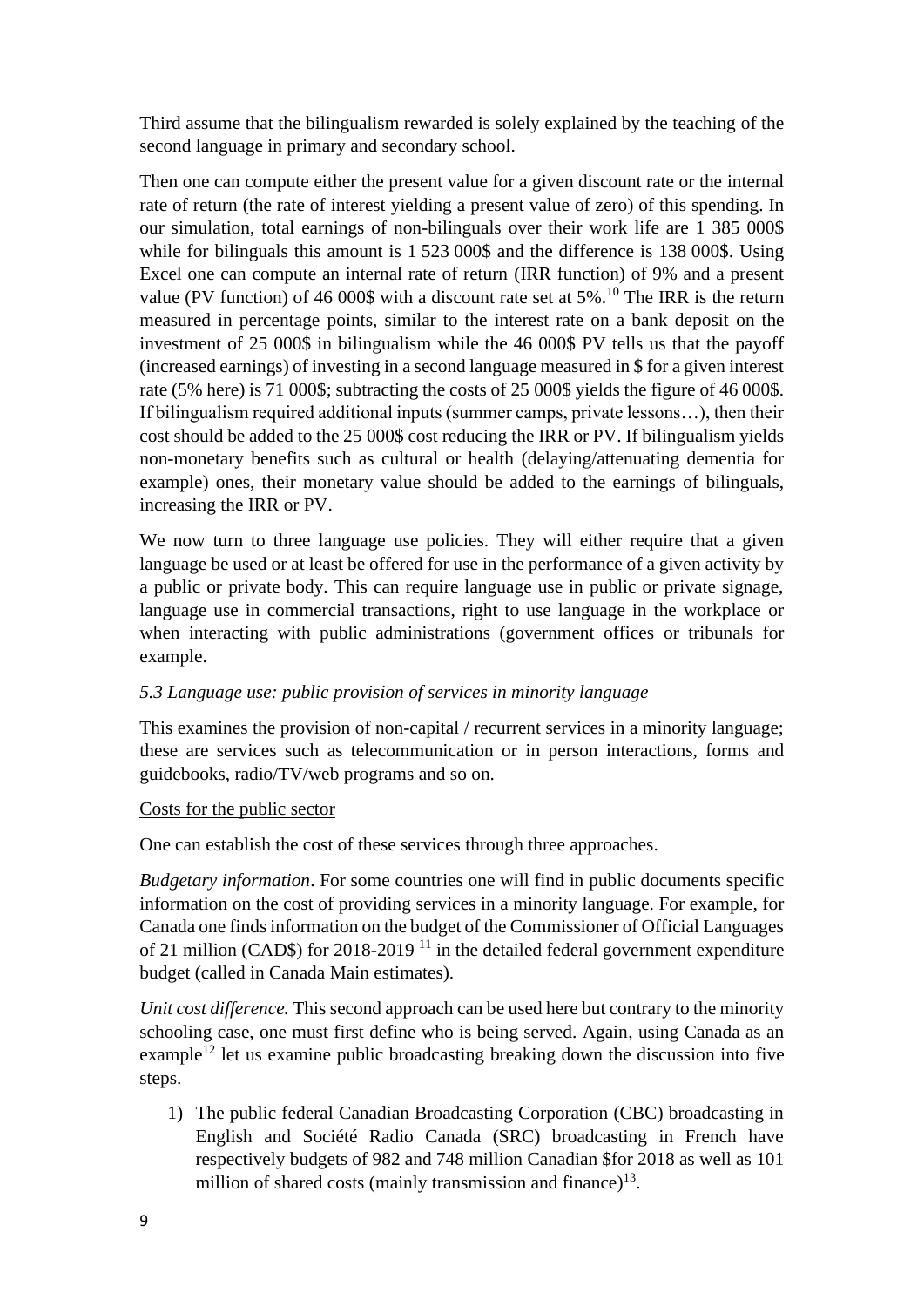Third assume that the bilingualism rewarded is solely explained by the teaching of the second language in primary and secondary school.

Then one can compute either the present value for a given discount rate or the internal rate of return (the rate of interest yielding a present value of zero) of this spending. In our simulation, total earnings of non-bilinguals over their work life are 1 385 000$ while for bilinguals this amount is 1 523 000$ and the difference is 138 000$. Using Excel one can compute an internal rate of return (IRR function) of 9% and a present value (PV function) of 46 000$ with a discount rate set at 5%.[10] The IRR is the return measured in percentage points, similar to the interest rate on a bank deposit on the investment of 25 000$ in bilingualism while the 46 000$ PV tells us that the payoff (increased earnings) of investing in a second language measured in $ for a given interest rate (5% here) is 71 000$; subtracting the costs of 25 000$ yields the figure of 46 000$. If bilingualism required additional inputs (summer camps, private lessons…), then their cost should be added to the 25 000$ cost reducing the IRR or PV. If bilingualism yields non-monetary benefits such as cultural or health (delaying/attenuating dementia for example) ones, their monetary value should be added to the earnings of bilinguals, increasing the IRR or PV.

We now turn to three language use policies. They will either require that a given language be used or at least be offered for use in the performance of a given activity by a public or private body. This can require language use in public or private signage, language use in commercial transactions, right to use language in the workplace or when interacting with public administrations (government offices or tribunals for example.

*5.3 Language use: public provision of services in minority language*

This examines the provision of non-capital / recurrent services in a minority language; these are services such as telecommunication or in person interactions, forms and guidebooks, radio/TV/web programs and so on.

Costs for the public sector

One can establish the cost of these services through three approaches.

*Budgetary information*. For some countries one will find in public documents specific information on the cost of providing services in a minority language. For example, for Canada one finds information on the budget of the Commissioner of Official Languages of 21 million (CAD$) for 2018-2019 [11] in the detailed federal government expenditure budget (called in Canada Main estimates).

*Unit cost difference.* This second approach can be used here but contrary to the minority schooling case, one must first define who is being served. Again, using Canada as an example[12] let us examine public broadcasting breaking down the discussion into five steps.

1) The public federal Canadian Broadcasting Corporation (CBC) broadcasting in English and Société Radio Canada (SRC) broadcasting in French have respectively budgets of 982 and 748 million Canadian $for 2018 as well as 101 million of shared costs (mainly transmission and finance)[13].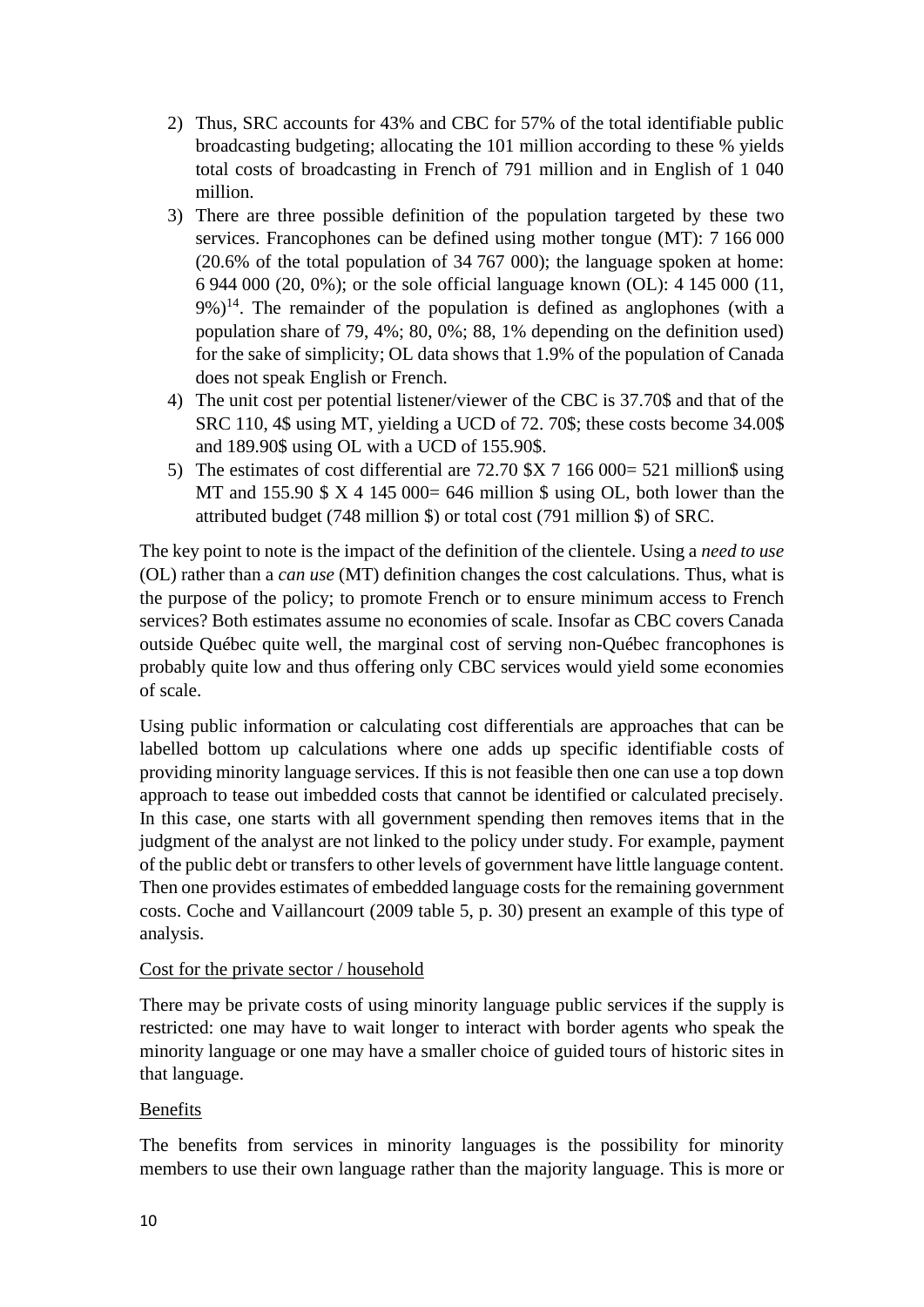2) Thus, SRC accounts for 43% and CBC for 57% of the total identifiable public broadcasting budgeting; allocating the 101 million according to these % yields total costs of broadcasting in French of 791 million and in English of 1 040 million.
3) There are three possible definition of the population targeted by these two services. Francophones can be defined using mother tongue (MT): 7 166 000 (20.6% of the total population of 34 767 000); the language spoken at home: 6 944 000 (20, 0%); or the sole official language known (OL): 4 145 000 (11, 9%)[14]. The remainder of the population is defined as anglophones (with a population share of 79, 4%; 80, 0%; 88, 1% depending on the definition used) for the sake of simplicity; OL data shows that 1.9% of the population of Canada does not speak English or French.
4) The unit cost per potential listener/viewer of the CBC is 37.70$ and that of the SRC 110, 4$ using MT, yielding a UCD of 72. 70$; these costs become 34.00$ and 189.90$ using OL with a UCD of 155.90$.
5) The estimates of cost differential are 72.70 $X 7 166 000= 521 million$ using MT and 155.90 $ X 4 145 000= 646 million $ using OL, both lower than the attributed budget (748 million $) or total cost (791 million $) of SRC.

The key point to note is the impact of the definition of the clientele. Using a *need to use* (OL) rather than a *can use* (MT) definition changes the cost calculations. Thus, what is the purpose of the policy; to promote French or to ensure minimum access to French services? Both estimates assume no economies of scale. Insofar as CBC covers Canada outside Québec quite well, the marginal cost of serving non-Québec francophones is probably quite low and thus offering only CBC services would yield some economies of scale.

Using public information or calculating cost differentials are approaches that can be labelled bottom up calculations where one adds up specific identifiable costs of providing minority language services. If this is not feasible then one can use a top down approach to tease out imbedded costs that cannot be identified or calculated precisely. In this case, one starts with all government spending then removes items that in the judgment of the analyst are not linked to the policy under study. For example, payment of the public debt or transfers to other levels of government have little language content. Then one provides estimates of embedded language costs for the remaining government costs. Coche and Vaillancourt (2009 table 5, p. 30) present an example of this type of analysis.

<u>Cost for the private sector / household</u>

There may be private costs of using minority language public services if the supply is restricted: one may have to wait longer to interact with border agents who speak the minority language or one may have a smaller choice of guided tours of historic sites in that language.

<u>Benefits</u>

The benefits from services in minority languages is the possibility for minority members to use their own language rather than the majority language. This is more or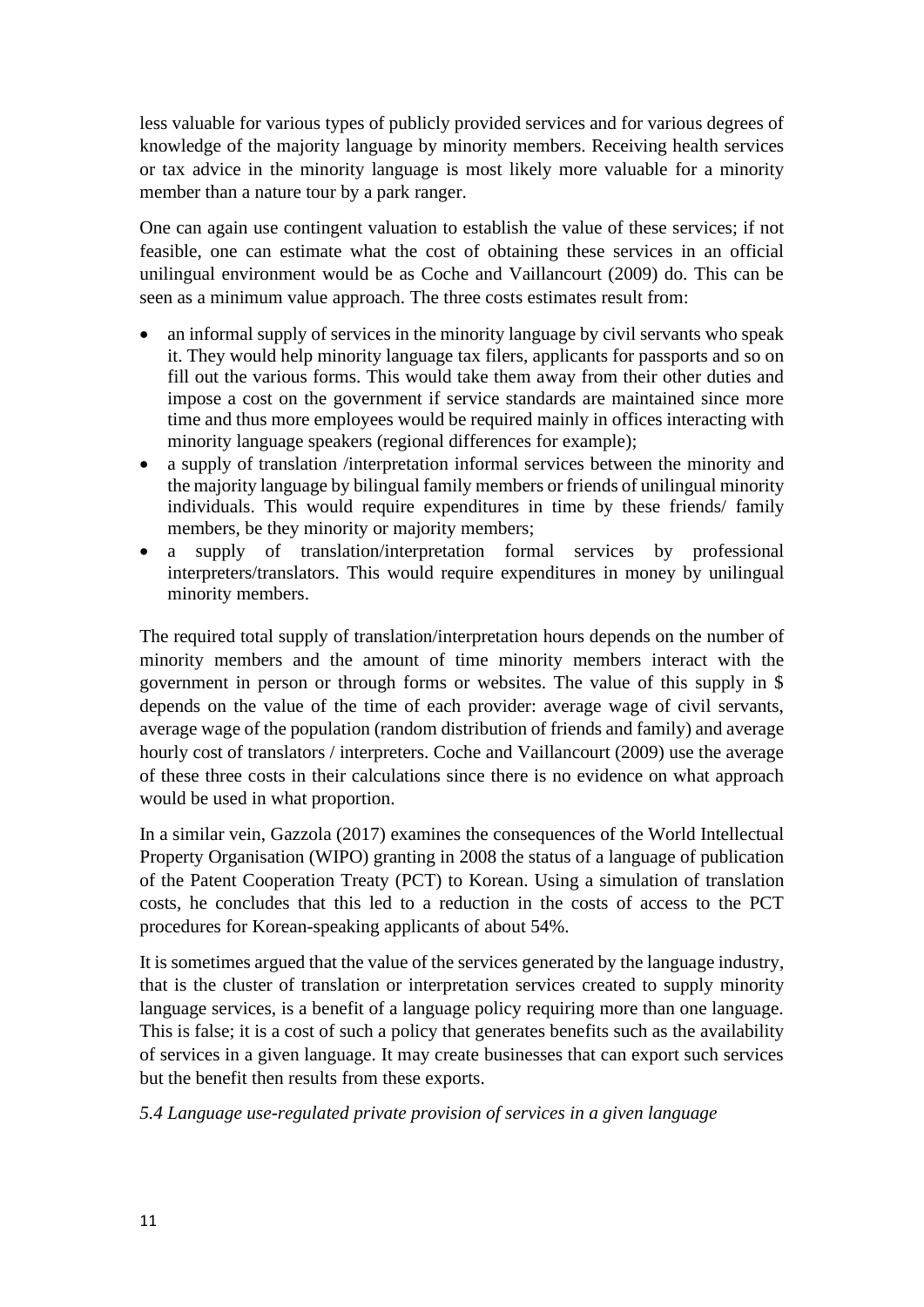less valuable for various types of publicly provided services and for various degrees of knowledge of the majority language by minority members. Receiving health services or tax advice in the minority language is most likely more valuable for a minority member than a nature tour by a park ranger.

One can again use contingent valuation to establish the value of these services; if not feasible, one can estimate what the cost of obtaining these services in an official unilingual environment would be as Coche and Vaillancourt (2009) do. This can be seen as a minimum value approach. The three costs estimates result from:

- an informal supply of services in the minority language by civil servants who speak it. They would help minority language tax filers, applicants for passports and so on fill out the various forms. This would take them away from their other duties and impose a cost on the government if service standards are maintained since more time and thus more employees would be required mainly in offices interacting with minority language speakers (regional differences for example);
- a supply of translation /interpretation informal services between the minority and the majority language by bilingual family members or friends of unilingual minority individuals. This would require expenditures in time by these friends/ family members, be they minority or majority members;
- a supply of translation/interpretation formal services by professional interpreters/translators. This would require expenditures in money by unilingual minority members.

The required total supply of translation/interpretation hours depends on the number of minority members and the amount of time minority members interact with the government in person or through forms or websites. The value of this supply in $ depends on the value of the time of each provider: average wage of civil servants, average wage of the population (random distribution of friends and family) and average hourly cost of translators / interpreters. Coche and Vaillancourt (2009) use the average of these three costs in their calculations since there is no evidence on what approach would be used in what proportion.

In a similar vein, Gazzola (2017) examines the consequences of the World Intellectual Property Organisation (WIPO) granting in 2008 the status of a language of publication of the Patent Cooperation Treaty (PCT) to Korean. Using a simulation of translation costs, he concludes that this led to a reduction in the costs of access to the PCT procedures for Korean-speaking applicants of about 54%.

It is sometimes argued that the value of the services generated by the language industry, that is the cluster of translation or interpretation services created to supply minority language services, is a benefit of a language policy requiring more than one language. This is false; it is a cost of such a policy that generates benefits such as the availability of services in a given language. It may create businesses that can export such services but the benefit then results from these exports.

*5.4 Language use-regulated private provision of services in a given language*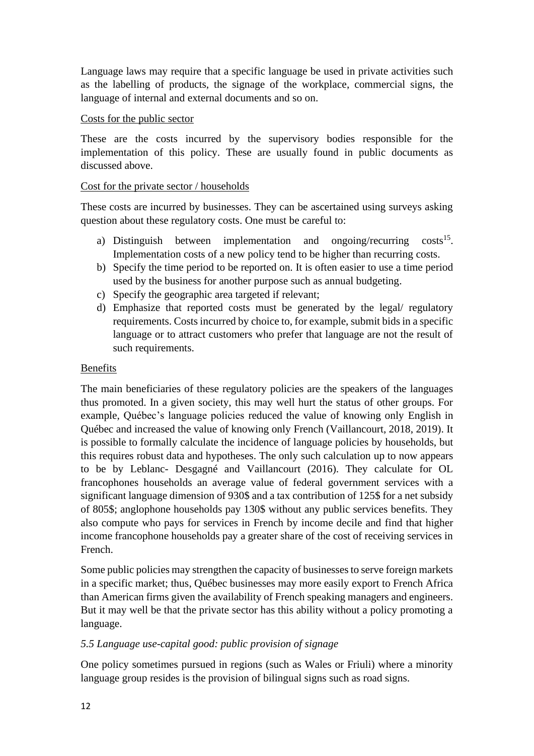Language laws may require that a specific language be used in private activities such as the labelling of products, the signage of the workplace, commercial signs, the language of internal and external documents and so on.

Costs for the public sector

These are the costs incurred by the supervisory bodies responsible for the implementation of this policy. These are usually found in public documents as discussed above.

Cost for the private sector / households

These costs are incurred by businesses. They can be ascertained using surveys asking question about these regulatory costs. One must be careful to:

a) Distinguish between implementation and ongoing/recurring costs[15]. Implementation costs of a new policy tend to be higher than recurring costs.
b) Specify the time period to be reported on. It is often easier to use a time period used by the business for another purpose such as annual budgeting.
c) Specify the geographic area targeted if relevant;
d) Emphasize that reported costs must be generated by the legal/ regulatory requirements. Costs incurred by choice to, for example, submit bids in a specific language or to attract customers who prefer that language are not the result of such requirements.

Benefits

The main beneficiaries of these regulatory policies are the speakers of the languages thus promoted. In a given society, this may well hurt the status of other groups. For example, Québec's language policies reduced the value of knowing only English in Québec and increased the value of knowing only French (Vaillancourt, 2018, 2019). It is possible to formally calculate the incidence of language policies by households, but this requires robust data and hypotheses. The only such calculation up to now appears to be by Leblanc- Desgagné and Vaillancourt (2016). They calculate for OL francophones households an average value of federal government services with a significant language dimension of 930$ and a tax contribution of 125$ for a net subsidy of 805$; anglophone households pay 130$ without any public services benefits. They also compute who pays for services in French by income decile and find that higher income francophone households pay a greater share of the cost of receiving services in French.

Some public policies may strengthen the capacity of businesses to serve foreign markets in a specific market; thus, Québec businesses may more easily export to French Africa than American firms given the availability of French speaking managers and engineers. But it may well be that the private sector has this ability without a policy promoting a language.

*5.5 Language use-capital good: public provision of signage*

One policy sometimes pursued in regions (such as Wales or Friuli) where a minority language group resides is the provision of bilingual signs such as road signs.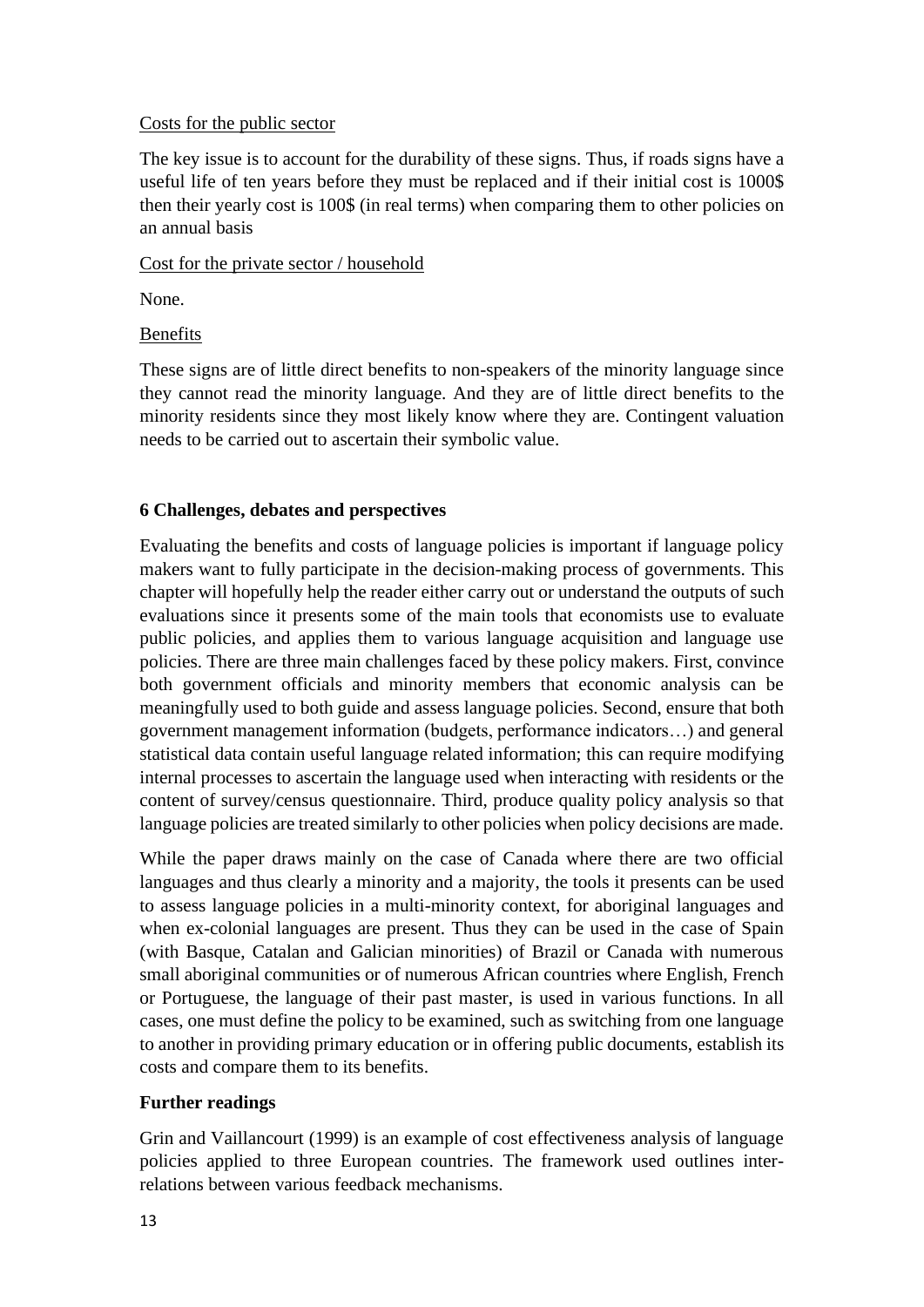Costs for the public sector

The key issue is to account for the durability of these signs. Thus, if roads signs have a useful life of ten years before they must be replaced and if their initial cost is 1000$ then their yearly cost is 100$ (in real terms) when comparing them to other policies on an annual basis

Cost for the private sector / household

None.

Benefits

These signs are of little direct benefits to non-speakers of the minority language since they cannot read the minority language. And they are of little direct benefits to the minority residents since they most likely know where they are. Contingent valuation needs to be carried out to ascertain their symbolic value.

## 6 Challenges, debates and perspectives

Evaluating the benefits and costs of language policies is important if language policy makers want to fully participate in the decision-making process of governments. This chapter will hopefully help the reader either carry out or understand the outputs of such evaluations since it presents some of the main tools that economists use to evaluate public policies, and applies them to various language acquisition and language use policies. There are three main challenges faced by these policy makers. First, convince both government officials and minority members that economic analysis can be meaningfully used to both guide and assess language policies. Second, ensure that both government management information (budgets, performance indicators…) and general statistical data contain useful language related information; this can require modifying internal processes to ascertain the language used when interacting with residents or the content of survey/census questionnaire. Third, produce quality policy analysis so that language policies are treated similarly to other policies when policy decisions are made.

While the paper draws mainly on the case of Canada where there are two official languages and thus clearly a minority and a majority, the tools it presents can be used to assess language policies in a multi-minority context, for aboriginal languages and when ex-colonial languages are present. Thus they can be used in the case of Spain (with Basque, Catalan and Galician minorities) of Brazil or Canada with numerous small aboriginal communities or of numerous African countries where English, French or Portuguese, the language of their past master, is used in various functions. In all cases, one must define the policy to be examined, such as switching from one language to another in providing primary education or in offering public documents, establish its costs and compare them to its benefits.

## Further readings

Grin and Vaillancourt (1999) is an example of cost effectiveness analysis of language policies applied to three European countries. The framework used outlines inter-relations between various feedback mechanisms.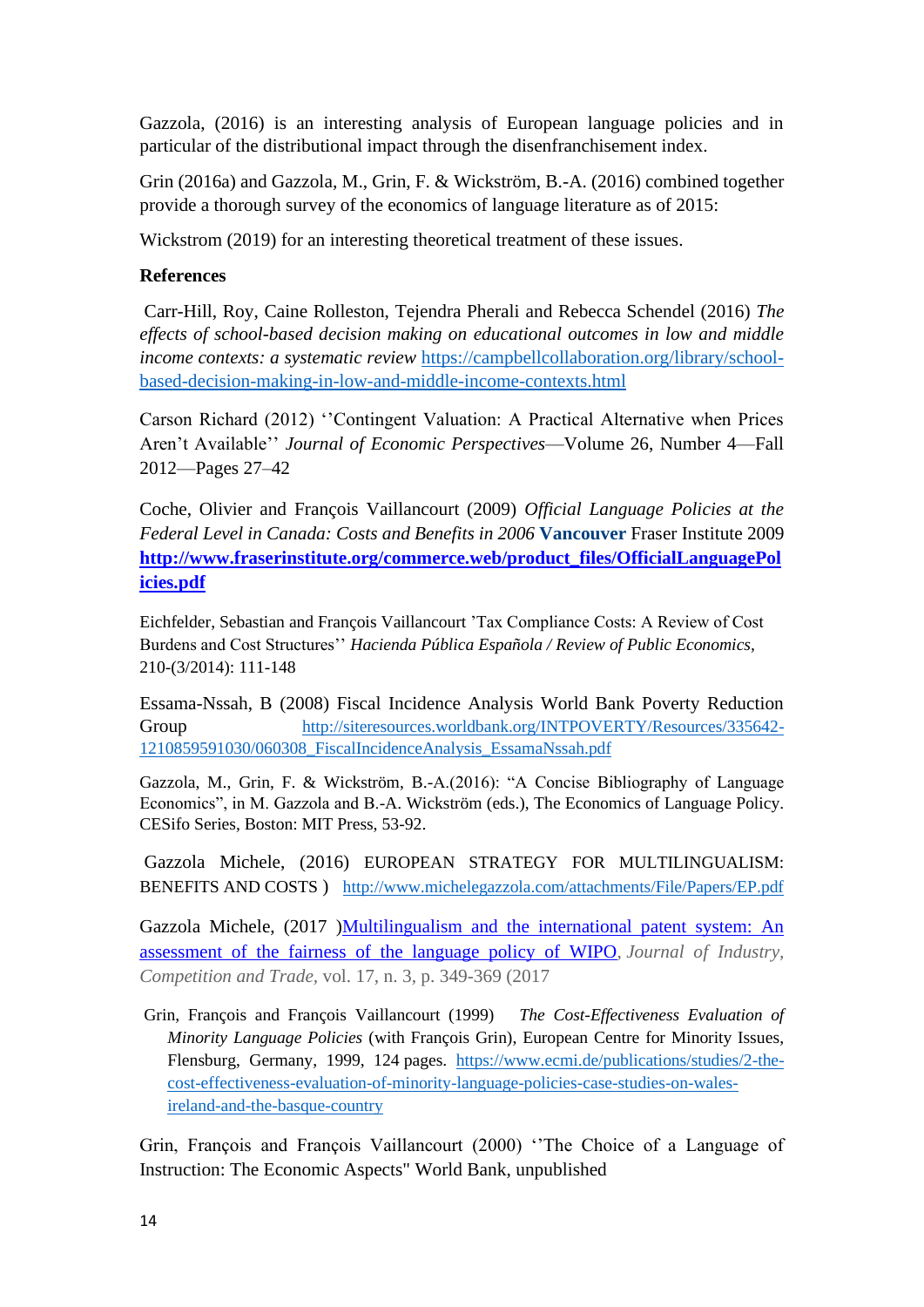Gazzola, (2016) is an interesting analysis of European language policies and in particular of the distributional impact through the disenfranchisement index.

Grin (2016a) and Gazzola, M., Grin, F. & Wickström, B.-A. (2016) combined together provide a thorough survey of the economics of language literature as of 2015:

Wickstrom (2019) for an interesting theoretical treatment of these issues.

**References**

Carr-Hill, Roy, Caine Rolleston, Tejendra Pherali and Rebecca Schendel (2016) *The effects of school-based decision making on educational outcomes in low and middle income contexts: a systematic review* https://campbellcollaboration.org/library/school-based-decision-making-in-low-and-middle-income-contexts.html

Carson Richard (2012) ''Contingent Valuation: A Practical Alternative when Prices Aren't Available'' *Journal of Economic Perspectives*—Volume 26, Number 4—Fall 2012—Pages 27–42

Coche, Olivier and François Vaillancourt (2009) *Official Language Policies at the Federal Level in Canada: Costs and Benefits in 2006* **Vancouver** Fraser Institute 2009 **http://www.fraserinstitute.org/commerce.web/product_files/OfficialLanguagePolicies.pdf**

Eichfelder, Sebastian and François Vaillancourt 'Tax Compliance Costs: A Review of Cost Burdens and Cost Structures'' *Hacienda Pública Española / Review of Public Economics*, 210-(3/2014): 111-148

Essama-Nssah, B (2008) Fiscal Incidence Analysis World Bank Poverty Reduction Group http://siteresources.worldbank.org/INTPOVERTY/Resources/335642-1210859591030/060308_FiscalIncidenceAnalysis_EssamaNssah.pdf

Gazzola, M., Grin, F. & Wickström, B.-A.(2016): "A Concise Bibliography of Language Economics", in M. Gazzola and B.-A. Wickström (eds.), The Economics of Language Policy. CESifo Series, Boston: MIT Press, 53-92.

Gazzola Michele, (2016) EUROPEAN STRATEGY FOR MULTILINGUALISM: BENEFITS AND COSTS ) http://www.michelegazzola.com/attachments/File/Papers/EP.pdf

Gazzola Michele, (2017 )Multilingualism and the international patent system: An assessment of the fairness of the language policy of WIPO, *Journal of Industry, Competition and Trade*, vol. 17, n. 3, p. 349-369 (2017

Grin, François and François Vaillancourt (1999) *The Cost-Effectiveness Evaluation of Minority Language Policies* (with François Grin), European Centre for Minority Issues, Flensburg, Germany, 1999, 124 pages. https://www.ecmi.de/publications/studies/2-the-cost-effectiveness-evaluation-of-minority-language-policies-case-studies-on-wales-ireland-and-the-basque-country

Grin, François and François Vaillancourt (2000) ''The Choice of a Language of Instruction: The Economic Aspects" World Bank, unpublished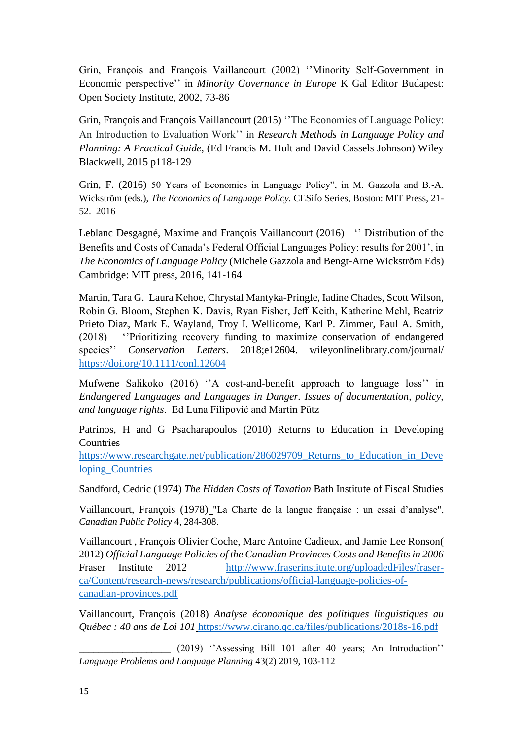Grin, François and François Vaillancourt (2002) ''Minority Self-Government in Economic perspective'' in *Minority Governance in Europe* K Gal Editor Budapest: Open Society Institute, 2002, 73-86

Grin, François and François Vaillancourt (2015) ''The Economics of Language Policy: An Introduction to Evaluation Work'' in *Research Methods in Language Policy and Planning: A Practical Guide*, (Ed Francis M. Hult and David Cassels Johnson) Wiley Blackwell, 2015 p118-129

Grin, F. (2016) 50 Years of Economics in Language Policy", in M. Gazzola and B.-A. Wickström (eds.), *The Economics of Language Policy*. CESifo Series, Boston: MIT Press, 21-52. 2016

Leblanc Desgagné, Maxime and François Vaillancourt (2016) '' Distribution of the Benefits and Costs of Canada's Federal Official Languages Policy: results for 2001', in *The Economics of Language Policy* (Michele Gazzola and Bengt-Arne Wickstrõm Eds) Cambridge: MIT press, 2016, 141-164

Martin, Tara G. Laura Kehoe, Chrystal Mantyka-Pringle, Iadine Chades, Scott Wilson, Robin G. Bloom, Stephen K. Davis, Ryan Fisher, Jeff Keith, Katherine Mehl, Beatriz Prieto Diaz, Mark E. Wayland, Troy I. Wellicome, Karl P. Zimmer, Paul A. Smith, (2018) ''Prioritizing recovery funding to maximize conservation of endangered species'' *Conservation Letters*. 2018;e12604. wileyonlinelibrary.com/journal/ https://doi.org/10.1111/conl.12604

Mufwene Salikoko (2016) ''A cost-and-benefit approach to language loss'' in *Endangered Languages and Languages in Danger. Issues of documentation, policy, and language rights*. Ed Luna Filipović and Martin Pütz

Patrinos, H and G Psacharapoulos (2010) Returns to Education in Developing Countries https://www.researchgate.net/publication/286029709_Returns_to_Education_in_Developing_Countries

Sandford, Cedric (1974) *The Hidden Costs of Taxation* Bath Institute of Fiscal Studies

Vaillancourt, François (1978) "La Charte de la langue française : un essai d'analyse", *Canadian Public Policy* 4, 284-308.

Vaillancourt , François Olivier Coche, Marc Antoine Cadieux, and Jamie Lee Ronson( 2012) *Official Language Policies of the Canadian Provinces Costs and Benefits in 2006* Fraser Institute 2012 http://www.fraserinstitute.org/uploadedFiles/fraser-ca/Content/research-news/research/publications/official-language-policies-of-canadian-provinces.pdf

Vaillancourt, François (2018) *Analyse économique des politiques linguistiques au Québec : 40 ans de Loi 101* https://www.cirano.qc.ca/files/publications/2018s-16.pdf

__________________ (2019) ''Assessing Bill 101 after 40 years; An Introduction'' *Language Problems and Language Planning* 43(2) 2019, 103-112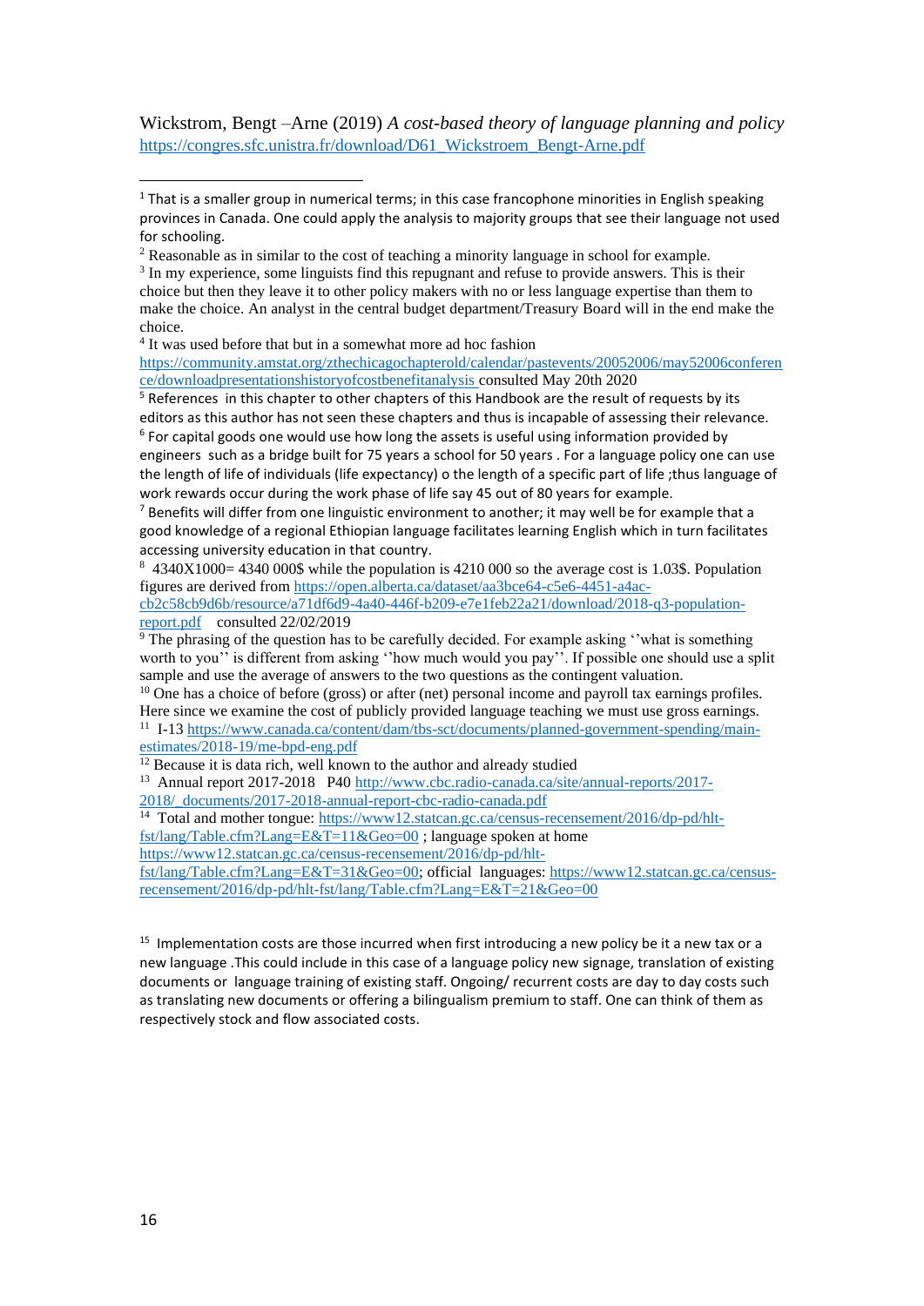Wickstrom, Bengt –Arne (2019) *A cost-based theory of language planning and policy* https://congres.sfc.unistra.fr/download/D61_Wickstroem_Bengt-Arne.pdf

---

[1] That is a smaller group in numerical terms; in this case francophone minorities in English speaking provinces in Canada. One could apply the analysis to majority groups that see their language not used for schooling.

[2] Reasonable as in similar to the cost of teaching a minority language in school for example.

[3] In my experience, some linguists find this repugnant and refuse to provide answers. This is their choice but then they leave it to other policy makers with no or less language expertise than them to make the choice. An analyst in the central budget department/Treasury Board will in the end make the choice.

[4] It was used before that but in a somewhat more ad hoc fashion https://community.amstat.org/zthechicagochapterold/calendar/pastevents/20052006/may52006conference/downloadpresentationshistoryofcostbenefitanalysis consulted May 20th 2020

[5] References in this chapter to other chapters of this Handbook are the result of requests by its editors as this author has not seen these chapters and thus is incapable of assessing their relevance.

[6] For capital goods one would use how long the assets is useful using information provided by engineers such as a bridge built for 75 years a school for 50 years . For a language policy one can use the length of life of individuals (life expectancy) o the length of a specific part of life ;thus language of work rewards occur during the work phase of life say 45 out of 80 years for example.

[7] Benefits will differ from one linguistic environment to another; it may well be for example that a good knowledge of a regional Ethiopian language facilitates learning English which in turn facilitates accessing university education in that country.

[8] 4340X1000= 4340 000$ while the population is 4210 000 so the average cost is 1.03$. Population figures are derived from https://open.alberta.ca/dataset/aa3bce64-c5e6-4451-a4ac-cb2c58cb9d6b/resource/a71df6d9-4a40-446f-b209-e7e1feb22a21/download/2018-q3-population-report.pdf consulted 22/02/2019

[9] The phrasing of the question has to be carefully decided. For example asking ''what is something worth to you'' is different from asking ''how much would you pay''. If possible one should use a split sample and use the average of answers to the two questions as the contingent valuation.

[10] One has a choice of before (gross) or after (net) personal income and payroll tax earnings profiles. Here since we examine the cost of publicly provided language teaching we must use gross earnings.

[11] I-13 https://www.canada.ca/content/dam/tbs-sct/documents/planned-government-spending/main-estimates/2018-19/me-bpd-eng.pdf

[12] Because it is data rich, well known to the author and already studied

[13] Annual report 2017-2018 P40 http://www.cbc.radio-canada.ca/site/annual-reports/2017-2018/_documents/2017-2018-annual-report-cbc-radio-canada.pdf

[14] Total and mother tongue: https://www12.statcan.gc.ca/census-recensement/2016/dp-pd/hlt-fst/lang/Table.cfm?Lang=E&T=11&Geo=00 ; language spoken at home https://www12.statcan.gc.ca/census-recensement/2016/dp-pd/hlt-fst/lang/Table.cfm?Lang=E&T=31&Geo=00; official languages: https://www12.statcan.gc.ca/census-recensement/2016/dp-pd/hlt-fst/lang/Table.cfm?Lang=E&T=21&Geo=00

[15] Implementation costs are those incurred when first introducing a new policy be it a new tax or a new language .This could include in this case of a language policy new signage, translation of existing documents or language training of existing staff. Ongoing/ recurrent costs are day to day costs such as translating new documents or offering a bilingualism premium to staff. One can think of them as respectively stock and flow associated costs.